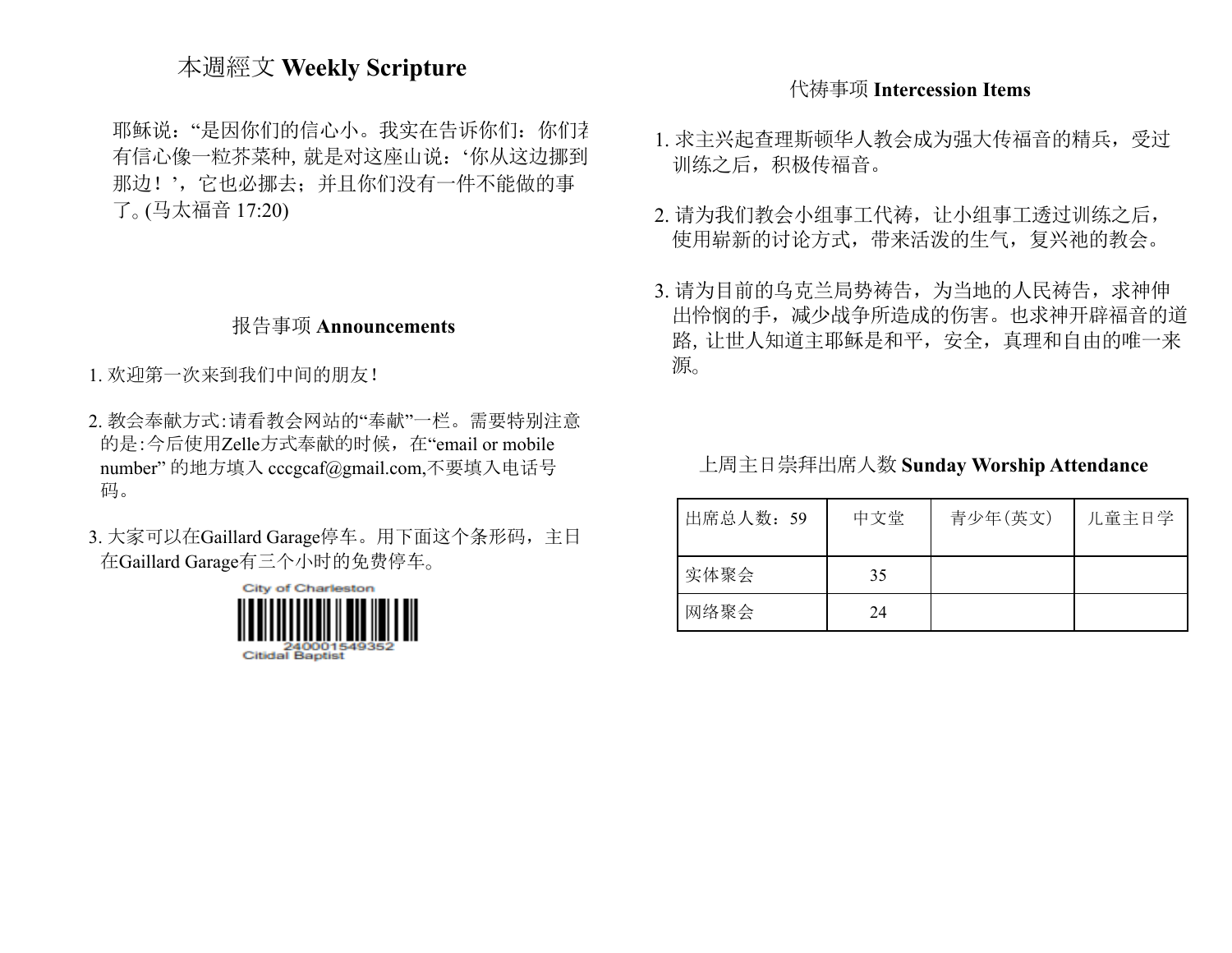## 本週經文 **Weekly Scripture**

耶稣说："是因你们的信心小。我实在告诉你们：你们若有信心像一粒芥菜种, 就是对这座山说：'你从这边挪到那边！'，它也必挪去；并且你们没有一件不能做的事了。(马太福音 17:20)

## 报告事项 **Announcements**

1. 欢迎第一次来到我们中间的朋友!
2. 教会奉献方式:请看教会网站的"奉献"一栏。需要特别注意的是:今后使用Zelle方式奉献的时候，在"email or mobile number" 的地方填入 cccgcaf@gmail.com,不要填入电话号码。
3. 大家可以在Gaillard Garage停车。用下面这个条形码，主日在Gaillard Garage有三个小时的免费停车。

City of Charleston
240001549352
Citidal Baptist

## 代祷事项 **Intercession Items**

1. 求主兴起查理斯顿华人教会成为强大传福音的精兵，受过训练之后，积极传福音。
2. 请为我们教会小组事工代祷，让小组事工透过训练之后，使用崭新的讨论方式，带来活泼的生气，复兴祂的教会。
3. 请为目前的乌克兰局势祷告，为当地的人民祷告，求神伸出怜悯的手，减少战争所造成的伤害。也求神开辟福音的道路, 让世人知道主耶稣是和平，安全，真理和自由的唯一来源。

## 上周主日崇拜出席人数 **Sunday Worship Attendance**

| 出席总人数：59 | 中文堂 | 青少年(英文) | 儿童主日学 |
| --- | --- | --- | --- |
| 实体聚会 | 35 | | |
| 网络聚会 | 24 | | |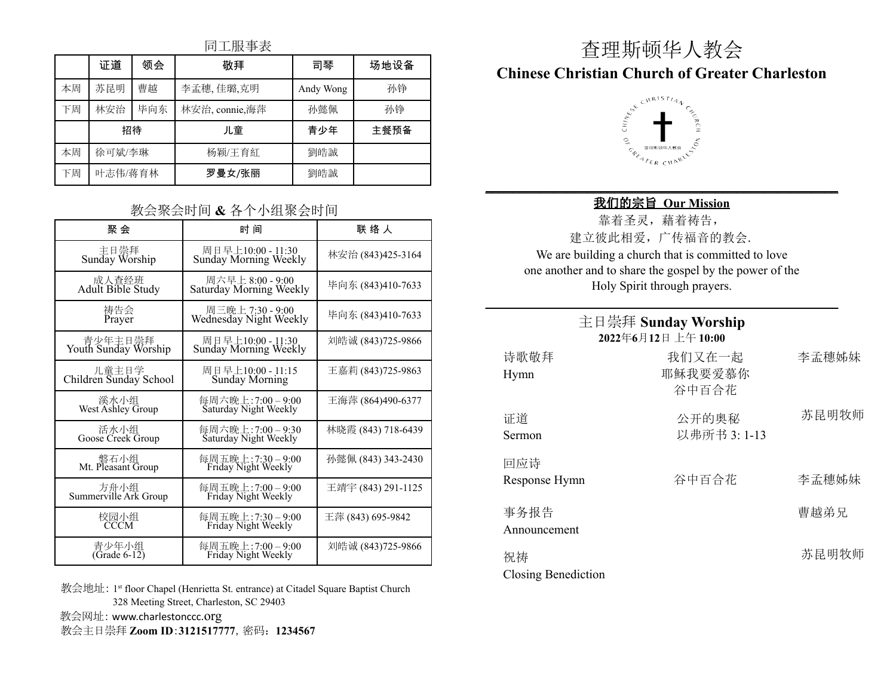同工服事表

| | 证道 | 领会 | 敬拜 | 司琴 | 场地设备 |
|---|---|---|---|---|---|
| 本周 | 苏昆明 | 曹越 | 李孟穗, 佳璐,克明 | Andy Wong | 孙铮 |
| 下周 | 林安治 | 毕向东 | 林安治, connie,海萍 | 孙懿佩 | 孙铮 |
| | 招待 | | 儿童 | 青少年 | 主餐预备 |
| 本周 | 徐可斌/李琳 | | 杨颖/王育紅 | 劉皓誠 | |
| 下周 | 叶志伟/蒋育林 | | 罗曼女/张丽 | 劉皓誠 | |

教会聚会时间 & 各个小组聚会时间

| 聚 会 | 时 间 | 联 络 人 |
|---|---|---|
| 主日崇拜 Sunday Worship | 周日早上10:00 - 11:30 Sunday Morning Weekly | 林安治 (843)425-3164 |
| 成人查经班 Adult Bible Study | 周六早上 8:00 - 9:00 Saturday Morning Weekly | 毕向东 (843)410-7633 |
| 祷告会 Prayer | 周三晚上 7:30 - 9:00 Wednesday Night Weekly | 毕向东 (843)410-7633 |
| 青少年主日崇拜 Youth Sunday Worship | 周日早上10:00 - 11:30 Sunday Morning Weekly | 刘皓诚 (843)725-9866 |
| 儿童主日学 Children Sunday School | 周日早上10:00 - 11:15 Sunday Morning | 王嘉莉 (843)725-9863 |
| 溪水小组 West Ashley Group | 每周六晚上: 7:00 – 9:00 Saturday Night Weekly | 王海萍 (864)490-6377 |
| 活水小组 Goose Creek Group | 每周六晚上: 7:00 – 9:30 Saturday Night Weekly | 林晓霞 (843) 718-6439 |
| 磐石小组 Mt. Pleasant Group | 每周五晚上: 7:30 – 9:00 Friday Night Weekly | 孙懿佩 (843) 343-2430 |
| 方舟小组 Summerville Ark Group | 每周五晚上: 7:00 – 9:00 Friday Night Weekly | 王靖宇 (843) 291-1125 |
| 校园小组 CCCM | 每周五晚上: 7:30 – 9:00 Friday Night Weekly | 王萍 (843) 695-9842 |
| 青少年小组 (Grade 6-12) | 每周五晚上: 7:00 – 9:00 Friday Night Weekly | 刘皓诚 (843)725-9866 |

教会地址: 1st floor Chapel (Henrietta St. entrance) at Citadel Square Baptist Church
328 Meeting Street, Charleston, SC 29403

教会网址: www.charlestonccc.org

教会主日崇拜 **Zoom ID**: **3121517777**, 密码: **1234567**

# 查理斯顿华人教会

## Chinese Christian Church of Greater Charleston

---

**我们的宗旨 Our Mission**

靠着圣灵，藉着祷告，
建立彼此相爱，广传福音的教会.

We are building a church that is committed to love one another and to share the gospel by the power of the Holy Spirit through prayers.

---

## 主日崇拜 Sunday Worship

**2022年6月12日 上午 10:00**

| | | |
|---|---|---|
| 诗歌敬拜 Hymn | 我们又在一起 耶稣我要爱慕你 谷中百合花 | 李孟穗姊妹 |
| 证道 Sermon | 公开的奥秘 以弗所书 3: 1-13 | 苏昆明牧师 |
| 回应诗 Response Hymn | 谷中百合花 | 李孟穗姊妹 |
| 事务报告 Announcement | | 曹越弟兄 |
| 祝祷 Closing Benediction | | 苏昆明牧师 |